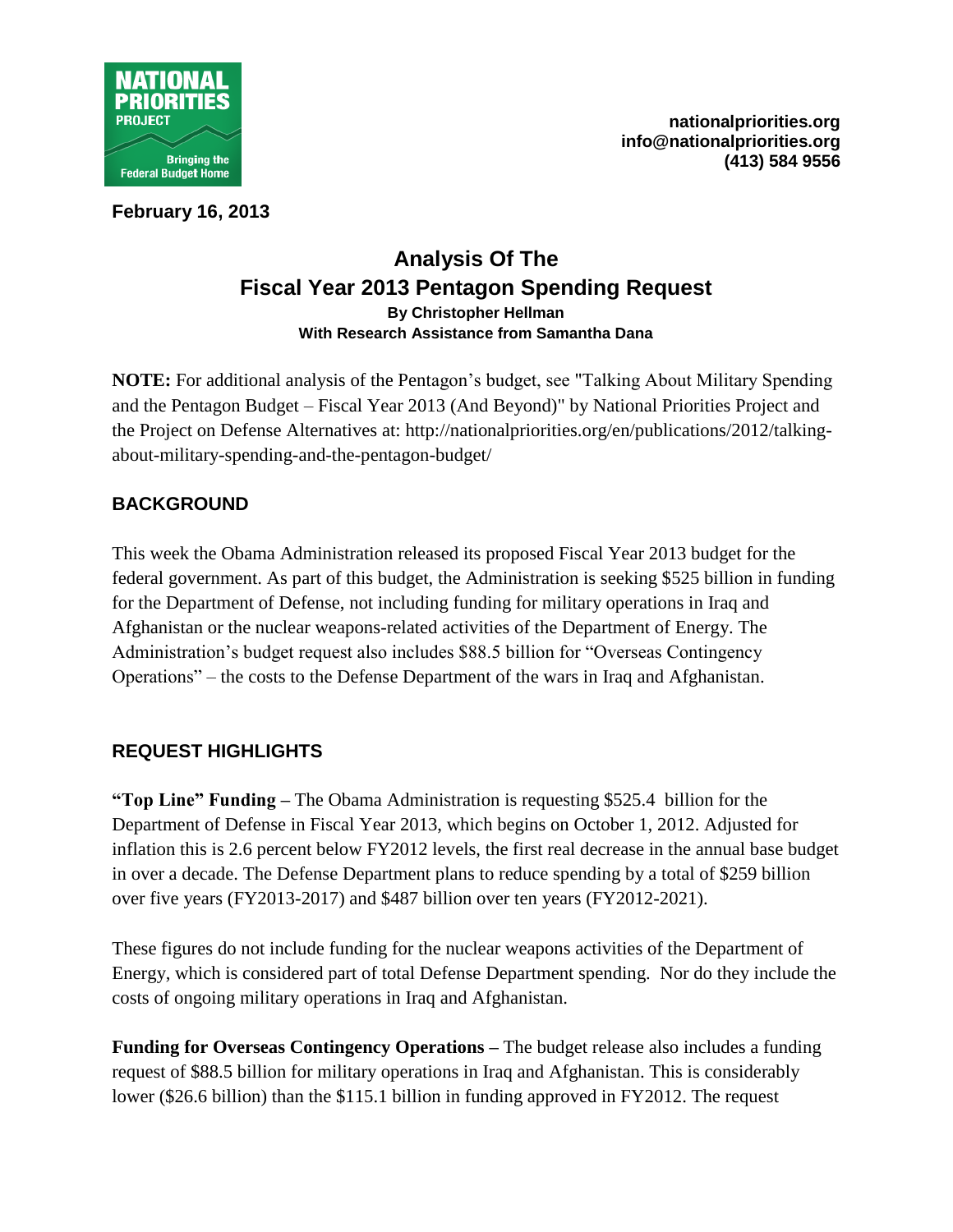NATIONAL PRIORITIES PROJECT

Bringing the Federal Budget Home

nationalpriorities.org
info@nationalpriorities.org
(413) 584 9556

**February 16, 2013**

# Analysis Of The Fiscal Year 2013 Pentagon Spending Request

**By Christopher Hellman**
**With Research Assistance from Samantha Dana**

**NOTE:** For additional analysis of the Pentagon's budget, see "Talking About Military Spending and the Pentagon Budget – Fiscal Year 2013 (And Beyond)" by National Priorities Project and the Project on Defense Alternatives at: http://nationalpriorities.org/en/publications/2012/talking-about-military-spending-and-the-pentagon-budget/

## BACKGROUND

This week the Obama Administration released its proposed Fiscal Year 2013 budget for the federal government. As part of this budget, the Administration is seeking $525 billion in funding for the Department of Defense, not including funding for military operations in Iraq and Afghanistan or the nuclear weapons-related activities of the Department of Energy. The Administration's budget request also includes $88.5 billion for "Overseas Contingency Operations" – the costs to the Defense Department of the wars in Iraq and Afghanistan.

## REQUEST HIGHLIGHTS

**"Top Line" Funding –** The Obama Administration is requesting $525.4 billion for the Department of Defense in Fiscal Year 2013, which begins on October 1, 2012. Adjusted for inflation this is 2.6 percent below FY2012 levels, the first real decrease in the annual base budget in over a decade. The Defense Department plans to reduce spending by a total of $259 billion over five years (FY2013-2017) and $487 billion over ten years (FY2012-2021).

These figures do not include funding for the nuclear weapons activities of the Department of Energy, which is considered part of total Defense Department spending. Nor do they include the costs of ongoing military operations in Iraq and Afghanistan.

**Funding for Overseas Contingency Operations –** The budget release also includes a funding request of $88.5 billion for military operations in Iraq and Afghanistan. This is considerably lower ($26.6 billion) than the $115.1 billion in funding approved in FY2012. The request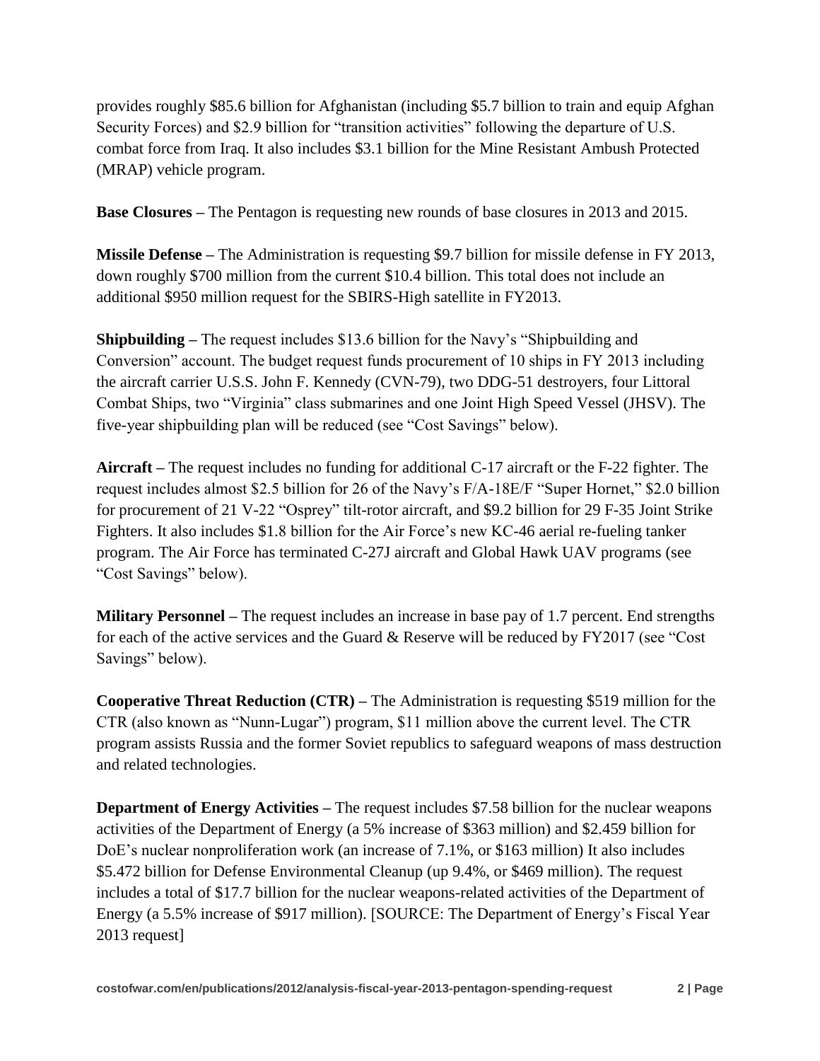provides roughly $85.6 billion for Afghanistan (including $5.7 billion to train and equip Afghan Security Forces) and $2.9 billion for "transition activities" following the departure of U.S. combat force from Iraq. It also includes $3.1 billion for the Mine Resistant Ambush Protected (MRAP) vehicle program.

**Base Closures –** The Pentagon is requesting new rounds of base closures in 2013 and 2015.

**Missile Defense –** The Administration is requesting $9.7 billion for missile defense in FY 2013, down roughly $700 million from the current $10.4 billion. This total does not include an additional $950 million request for the SBIRS-High satellite in FY2013.

**Shipbuilding –** The request includes $13.6 billion for the Navy's "Shipbuilding and Conversion" account. The budget request funds procurement of 10 ships in FY 2013 including the aircraft carrier U.S.S. John F. Kennedy (CVN-79), two DDG-51 destroyers, four Littoral Combat Ships, two "Virginia" class submarines and one Joint High Speed Vessel (JHSV). The five-year shipbuilding plan will be reduced (see "Cost Savings" below).

**Aircraft –** The request includes no funding for additional C-17 aircraft or the F-22 fighter. The request includes almost $2.5 billion for 26 of the Navy's F/A-18E/F "Super Hornet," $2.0 billion for procurement of 21 V-22 "Osprey" tilt-rotor aircraft, and $9.2 billion for 29 F-35 Joint Strike Fighters. It also includes $1.8 billion for the Air Force's new KC-46 aerial re-fueling tanker program. The Air Force has terminated C-27J aircraft and Global Hawk UAV programs (see "Cost Savings" below).

**Military Personnel –** The request includes an increase in base pay of 1.7 percent. End strengths for each of the active services and the Guard & Reserve will be reduced by FY2017 (see "Cost Savings" below).

**Cooperative Threat Reduction (CTR) –** The Administration is requesting $519 million for the CTR (also known as "Nunn-Lugar") program, $11 million above the current level. The CTR program assists Russia and the former Soviet republics to safeguard weapons of mass destruction and related technologies.

**Department of Energy Activities –** The request includes $7.58 billion for the nuclear weapons activities of the Department of Energy (a 5% increase of $363 million) and $2.459 billion for DoE's nuclear nonproliferation work (an increase of 7.1%, or $163 million) It also includes $5.472 billion for Defense Environmental Cleanup (up 9.4%, or $469 million). The request includes a total of $17.7 billion for the nuclear weapons-related activities of the Department of Energy (a 5.5% increase of $917 million). [SOURCE: The Department of Energy's Fiscal Year 2013 request]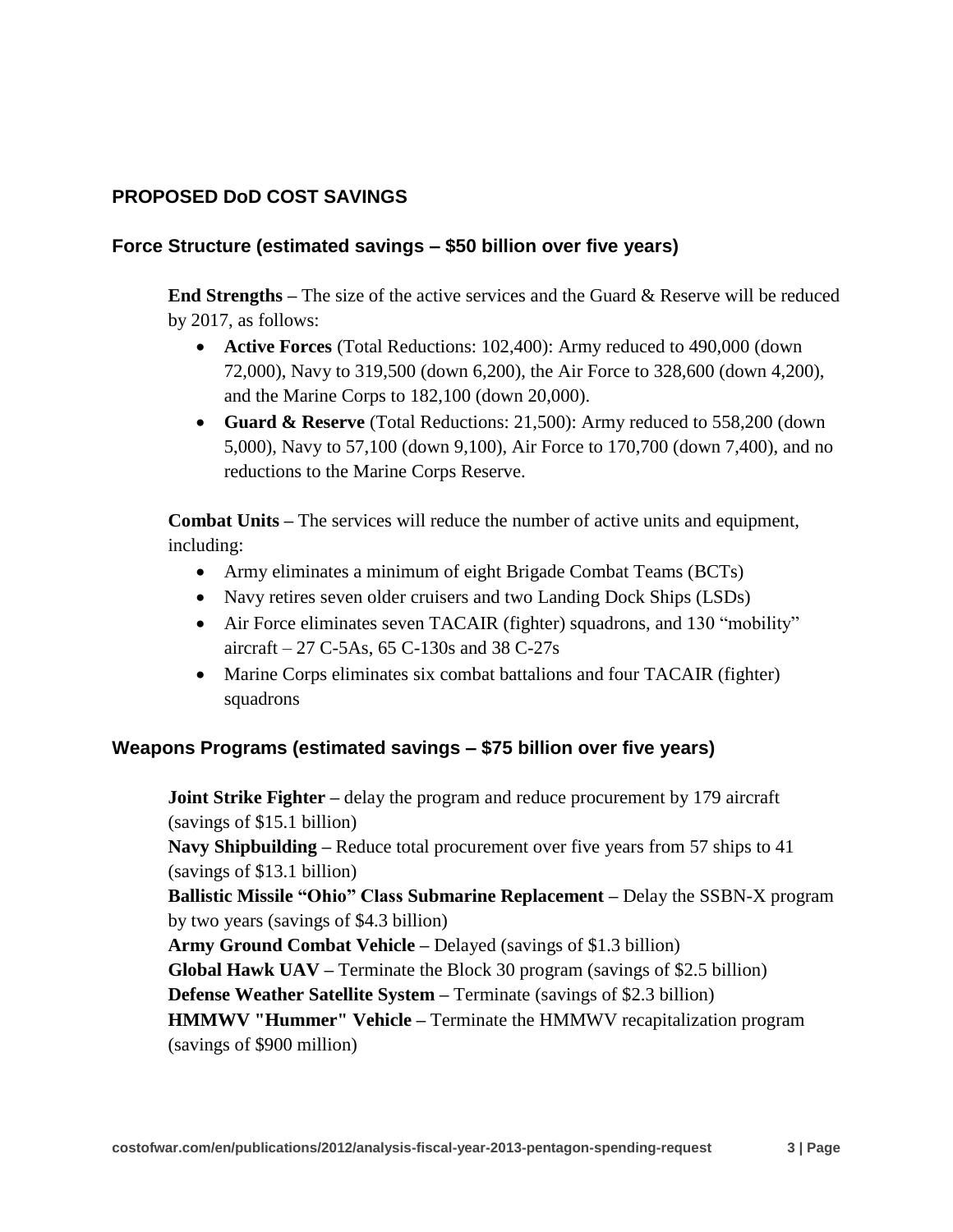## PROPOSED DoD COST SAVINGS

### Force Structure (estimated savings – $50 billion over five years)

**End Strengths –** The size of the active services and the Guard & Reserve will be reduced by 2017, as follows:

- **Active Forces** (Total Reductions: 102,400): Army reduced to 490,000 (down 72,000), Navy to 319,500 (down 6,200), the Air Force to 328,600 (down 4,200), and the Marine Corps to 182,100 (down 20,000).
- **Guard & Reserve** (Total Reductions: 21,500): Army reduced to 558,200 (down 5,000), Navy to 57,100 (down 9,100), Air Force to 170,700 (down 7,400), and no reductions to the Marine Corps Reserve.

**Combat Units –** The services will reduce the number of active units and equipment, including:

- Army eliminates a minimum of eight Brigade Combat Teams (BCTs)
- Navy retires seven older cruisers and two Landing Dock Ships (LSDs)
- Air Force eliminates seven TACAIR (fighter) squadrons, and 130 "mobility" aircraft – 27 C-5As, 65 C-130s and 38 C-27s
- Marine Corps eliminates six combat battalions and four TACAIR (fighter) squadrons

### Weapons Programs (estimated savings – $75 billion over five years)

**Joint Strike Fighter –** delay the program and reduce procurement by 179 aircraft (savings of $15.1 billion)
**Navy Shipbuilding –** Reduce total procurement over five years from 57 ships to 41 (savings of $13.1 billion)
**Ballistic Missile "Ohio" Class Submarine Replacement –** Delay the SSBN-X program by two years (savings of $4.3 billion)
**Army Ground Combat Vehicle –** Delayed (savings of $1.3 billion)
**Global Hawk UAV –** Terminate the Block 30 program (savings of $2.5 billion)
**Defense Weather Satellite System –** Terminate (savings of $2.3 billion)
**HMMWV "Hummer" Vehicle –** Terminate the HMMWV recapitalization program (savings of $900 million)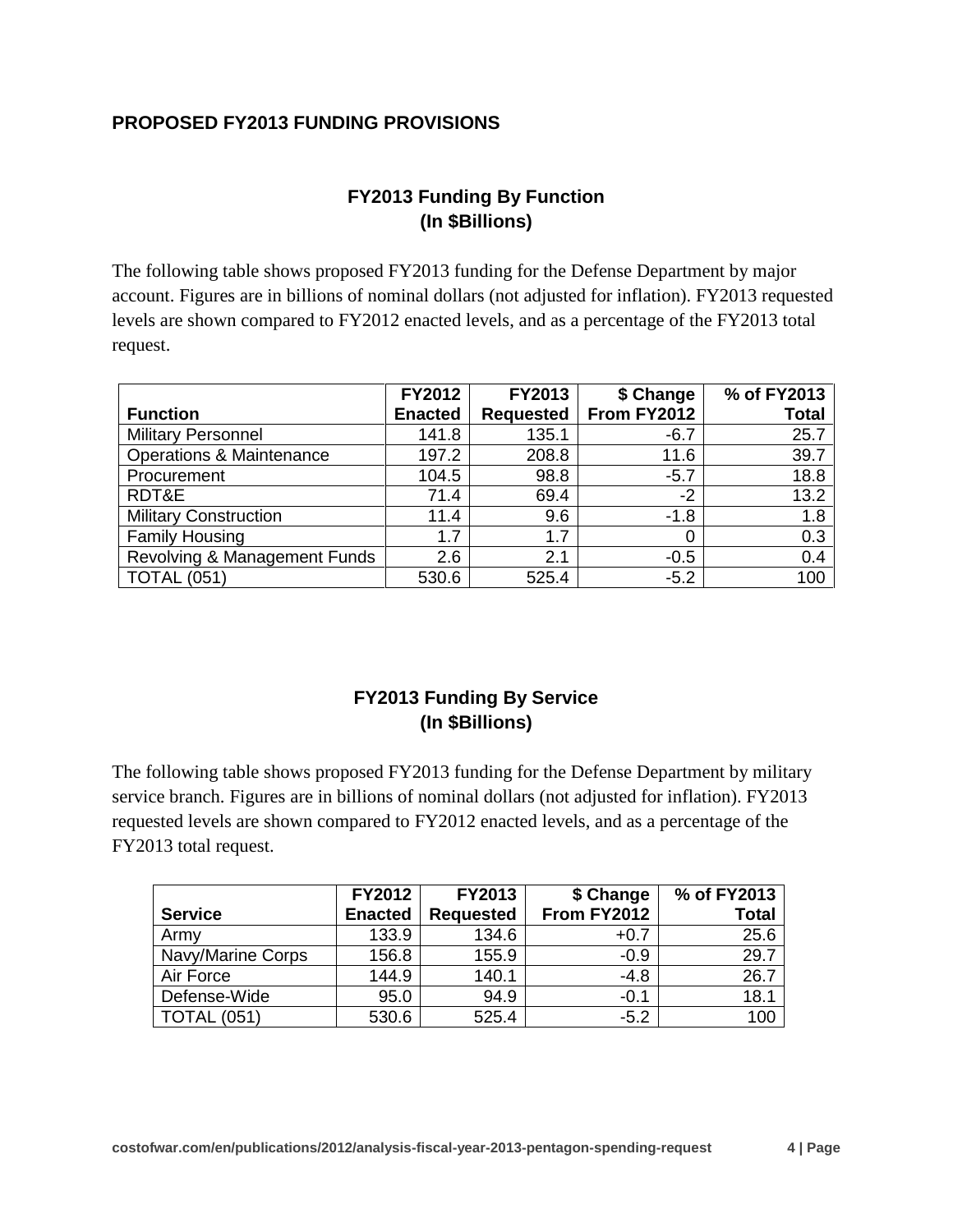## PROPOSED FY2013 FUNDING PROVISIONS

### FY2013 Funding By Function
### (In $Billions)

The following table shows proposed FY2013 funding for the Defense Department by major account. Figures are in billions of nominal dollars (not adjusted for inflation). FY2013 requested levels are shown compared to FY2012 enacted levels, and as a percentage of the FY2013 total request.

| Function | FY2012 Enacted | FY2013 Requested | $ Change From FY2012 | % of FY2013 Total |
|---|---|---|---|---|
| Military Personnel | 141.8 | 135.1 | -6.7 | 25.7 |
| Operations & Maintenance | 197.2 | 208.8 | 11.6 | 39.7 |
| Procurement | 104.5 | 98.8 | -5.7 | 18.8 |
| RDT&E | 71.4 | 69.4 | -2 | 13.2 |
| Military Construction | 11.4 | 9.6 | -1.8 | 1.8 |
| Family Housing | 1.7 | 1.7 | 0 | 0.3 |
| Revolving & Management Funds | 2.6 | 2.1 | -0.5 | 0.4 |
| TOTAL (051) | 530.6 | 525.4 | -5.2 | 100 |

### FY2013 Funding By Service
### (In $Billions)

The following table shows proposed FY2013 funding for the Defense Department by military service branch. Figures are in billions of nominal dollars (not adjusted for inflation). FY2013 requested levels are shown compared to FY2012 enacted levels, and as a percentage of the FY2013 total request.

| Service | FY2012 Enacted | FY2013 Requested | $ Change From FY2012 | % of FY2013 Total |
|---|---|---|---|---|
| Army | 133.9 | 134.6 | +0.7 | 25.6 |
| Navy/Marine Corps | 156.8 | 155.9 | -0.9 | 29.7 |
| Air Force | 144.9 | 140.1 | -4.8 | 26.7 |
| Defense-Wide | 95.0 | 94.9 | -0.1 | 18.1 |
| TOTAL (051) | 530.6 | 525.4 | -5.2 | 100 |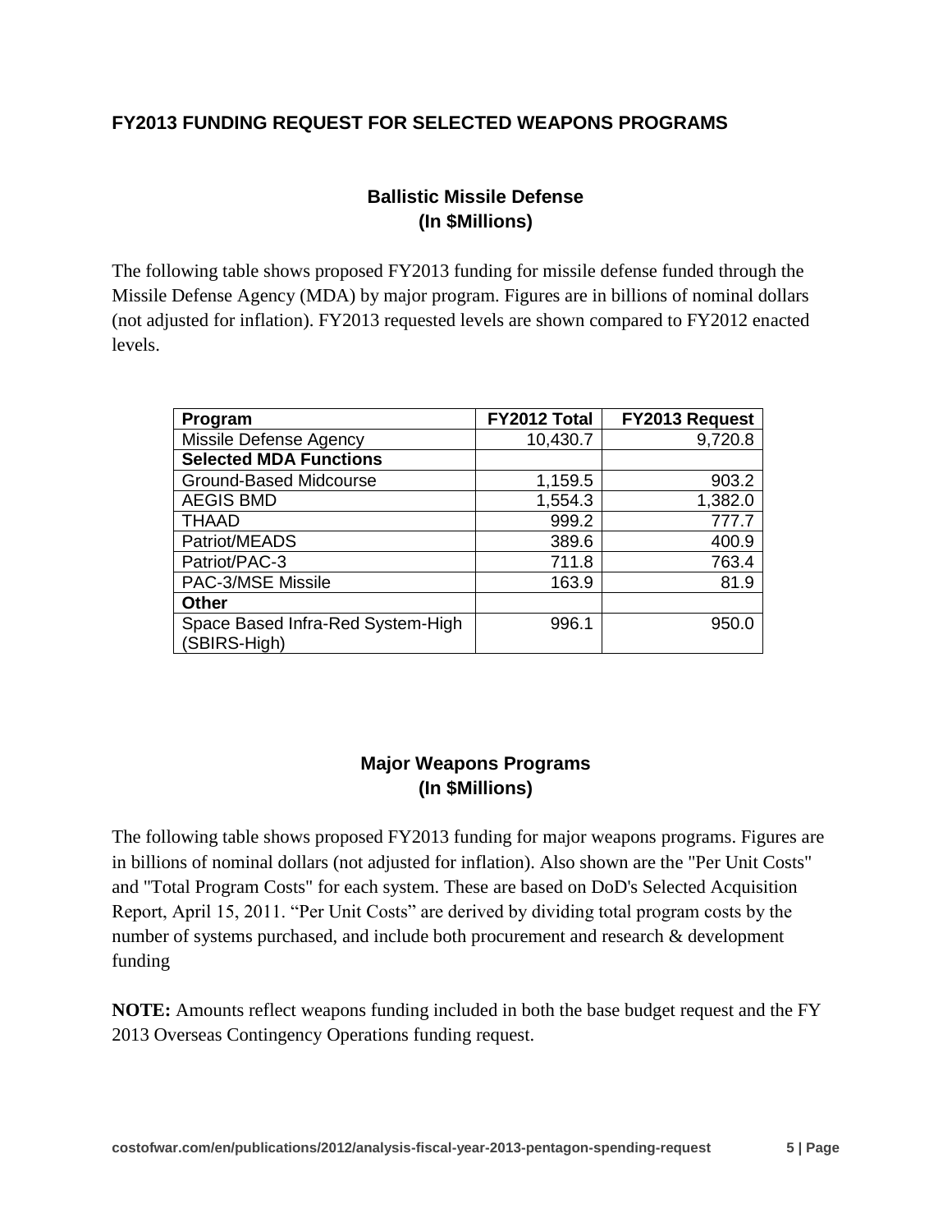## FY2013 FUNDING REQUEST FOR SELECTED WEAPONS PROGRAMS

### Ballistic Missile Defense
### (In $Millions)

The following table shows proposed FY2013 funding for missile defense funded through the Missile Defense Agency (MDA) by major program. Figures are in billions of nominal dollars (not adjusted for inflation). FY2013 requested levels are shown compared to FY2012 enacted levels.

| Program | FY2012 Total | FY2013 Request |
|---|---:|---:|
| Missile Defense Agency | 10,430.7 | 9,720.8 |
| **Selected MDA Functions** | | |
| Ground-Based Midcourse | 1,159.5 | 903.2 |
| AEGIS BMD | 1,554.3 | 1,382.0 |
| THAAD | 999.2 | 777.7 |
| Patriot/MEADS | 389.6 | 400.9 |
| Patriot/PAC-3 | 711.8 | 763.4 |
| PAC-3/MSE Missile | 163.9 | 81.9 |
| **Other** | | |
| Space Based Infra-Red System-High (SBIRS-High) | 996.1 | 950.0 |

### Major Weapons Programs
### (In $Millions)

The following table shows proposed FY2013 funding for major weapons programs. Figures are in billions of nominal dollars (not adjusted for inflation). Also shown are the "Per Unit Costs" and "Total Program Costs" for each system. These are based on DoD's Selected Acquisition Report, April 15, 2011. "Per Unit Costs" are derived by dividing total program costs by the number of systems purchased, and include both procurement and research & development funding

**NOTE:** Amounts reflect weapons funding included in both the base budget request and the FY 2013 Overseas Contingency Operations funding request.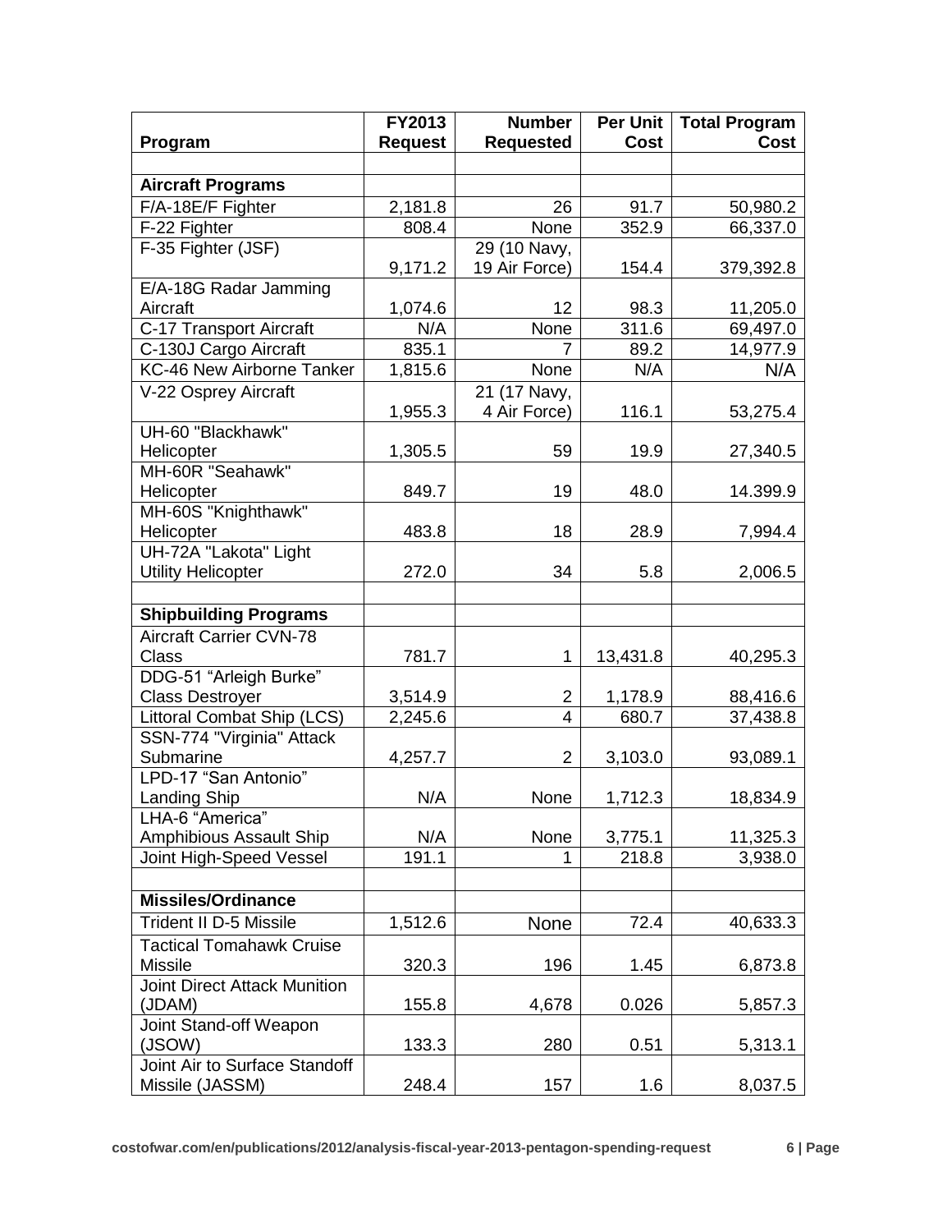| Program | FY2013 Request | Number Requested | Per Unit Cost | Total Program Cost |
|---|---|---|---|---|
| | | | | |
| **Aircraft Programs** | | | | |
| F/A-18E/F Fighter | 2,181.8 | 26 | 91.7 | 50,980.2 |
| F-22 Fighter | 808.4 | None | 352.9 | 66,337.0 |
| F-35 Fighter (JSF) | 9,171.2 | 29 (10 Navy, 19 Air Force) | 154.4 | 379,392.8 |
| E/A-18G Radar Jamming Aircraft | 1,074.6 | 12 | 98.3 | 11,205.0 |
| C-17 Transport Aircraft | N/A | None | 311.6 | 69,497.0 |
| C-130J Cargo Aircraft | 835.1 | 7 | 89.2 | 14,977.9 |
| KC-46 New Airborne Tanker | 1,815.6 | None | N/A | N/A |
| V-22 Osprey Aircraft | 1,955.3 | 21 (17 Navy, 4 Air Force) | 116.1 | 53,275.4 |
| UH-60 "Blackhawk" Helicopter | 1,305.5 | 59 | 19.9 | 27,340.5 |
| MH-60R "Seahawk" Helicopter | 849.7 | 19 | 48.0 | 14.399.9 |
| MH-60S "Knighthawk" Helicopter | 483.8 | 18 | 28.9 | 7,994.4 |
| UH-72A "Lakota" Light Utility Helicopter | 272.0 | 34 | 5.8 | 2,006.5 |
| | | | | |
| **Shipbuilding Programs** | | | | |
| Aircraft Carrier CVN-78 Class | 781.7 | 1 | 13,431.8 | 40,295.3 |
| DDG-51 "Arleigh Burke" Class Destroyer | 3,514.9 | 2 | 1,178.9 | 88,416.6 |
| Littoral Combat Ship (LCS) | 2,245.6 | 4 | 680.7 | 37,438.8 |
| SSN-774 "Virginia" Attack Submarine | 4,257.7 | 2 | 3,103.0 | 93,089.1 |
| LPD-17 "San Antonio" Landing Ship | N/A | None | 1,712.3 | 18,834.9 |
| LHA-6 "America" Amphibious Assault Ship | N/A | None | 3,775.1 | 11,325.3 |
| Joint High-Speed Vessel | 191.1 | 1 | 218.8 | 3,938.0 |
| | | | | |
| **Missiles/Ordinance** | | | | |
| Trident II D-5 Missile | 1,512.6 | None | 72.4 | 40,633.3 |
| Tactical Tomahawk Cruise Missile | 320.3 | 196 | 1.45 | 6,873.8 |
| Joint Direct Attack Munition (JDAM) | 155.8 | 4,678 | 0.026 | 5,857.3 |
| Joint Stand-off Weapon (JSOW) | 133.3 | 280 | 0.51 | 5,313.1 |
| Joint Air to Surface Standoff Missile (JASSM) | 248.4 | 157 | 1.6 | 8,037.5 |

costofwar.com/en/publications/2012/analysis-fiscal-year-2013-pentagon-spending-request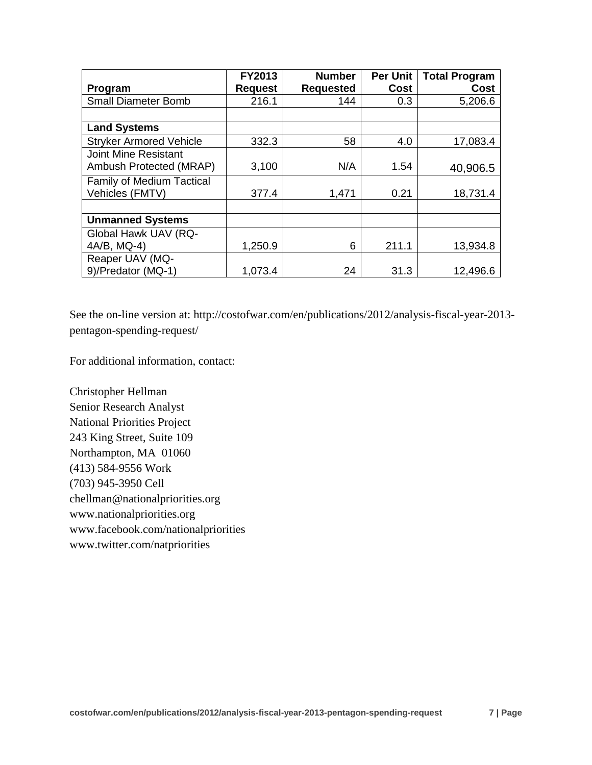| Program | FY2013 Request | Number Requested | Per Unit Cost | Total Program Cost |
|---|---|---|---|---|
| Small Diameter Bomb | 216.1 | 144 | 0.3 | 5,206.6 |
| | | | | |
| **Land Systems** | | | | |
| Stryker Armored Vehicle | 332.3 | 58 | 4.0 | 17,083.4 |
| Joint Mine Resistant Ambush Protected (MRAP) | 3,100 | N/A | 1.54 | 40,906.5 |
| Family of Medium Tactical Vehicles (FMTV) | 377.4 | 1,471 | 0.21 | 18,731.4 |
| | | | | |
| **Unmanned Systems** | | | | |
| Global Hawk UAV (RQ-4A/B, MQ-4) | 1,250.9 | 6 | 211.1 | 13,934.8 |
| Reaper UAV (MQ-9)/Predator (MQ-1) | 1,073.4 | 24 | 31.3 | 12,496.6 |

See the on-line version at: http://costofwar.com/en/publications/2012/analysis-fiscal-year-2013-pentagon-spending-request/

For additional information, contact:

Christopher Hellman
Senior Research Analyst
National Priorities Project
243 King Street, Suite 109
Northampton, MA 01060
(413) 584-9556 Work
(703) 945-3950 Cell
chellman@nationalpriorities.org
www.nationalpriorities.org
www.facebook.com/nationalpriorities
www.twitter.com/natpriorities